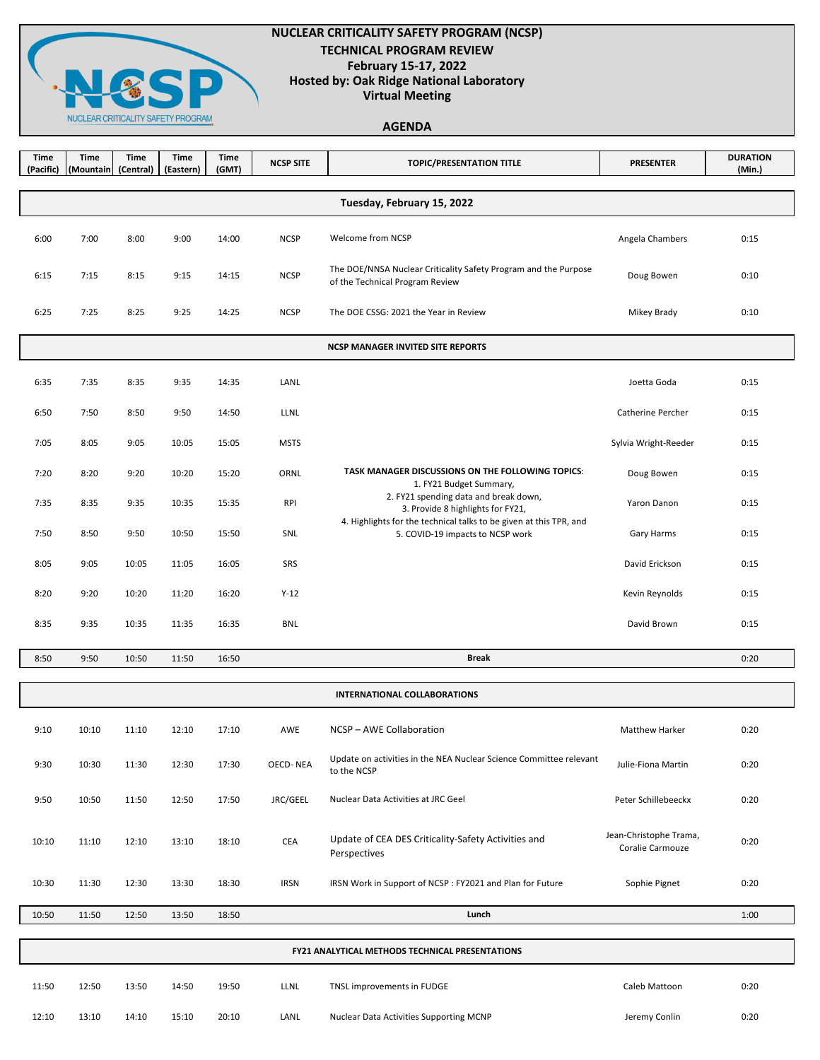# NUCLEAR CRITICALITY SAFETY PROGRAM (NCSP)
## TECHNICAL PROGRAM REVIEW
### February 15-17, 2022
### Hosted by: Oak Ridge National Laboratory
### Virtual Meeting

### AGENDA

| Time (Pacific) | Time (Mountain) | Time (Central) | Time (Eastern) | Time (GMT) | NCSP SITE | TOPIC/PRESENTATION TITLE | PRESENTER | DURATION (Min.) |
|---|---|---|---|---|---|---|---|---|
| | | | | | | **Tuesday, February 15, 2022** | | |
| 6:00 | 7:00 | 8:00 | 9:00 | 14:00 | NCSP | Welcome from NCSP | Angela Chambers | 0:15 |
| 6:15 | 7:15 | 8:15 | 9:15 | 14:15 | NCSP | The DOE/NNSA Nuclear Criticality Safety Program and the Purpose of the Technical Program Review | Doug Bowen | 0:10 |
| 6:25 | 7:25 | 8:25 | 9:25 | 14:25 | NCSP | The DOE CSSG: 2021 the Year in Review | Mikey Brady | 0:10 |
| | | | | | | **NCSP MANAGER INVITED SITE REPORTS** | | |
| 6:35 | 7:35 | 8:35 | 9:35 | 14:35 | LANL | **TASK MANAGER DISCUSSIONS ON THE FOLLOWING TOPICS**: 1. FY21 Budget Summary, 2. FY21 spending data and break down, 3. Provide 8 highlights for FY21, 4. Highlights for the technical talks to be given at this TPR, and 5. COVID-19 impacts to NCSP work | Joetta Goda | 0:15 |
| 6:50 | 7:50 | 8:50 | 9:50 | 14:50 | LLNL | | Catherine Percher | 0:15 |
| 7:05 | 8:05 | 9:05 | 10:05 | 15:05 | MSTS | | Sylvia Wright-Reeder | 0:15 |
| 7:20 | 8:20 | 9:20 | 10:20 | 15:20 | ORNL | | Doug Bowen | 0:15 |
| 7:35 | 8:35 | 9:35 | 10:35 | 15:35 | RPI | | Yaron Danon | 0:15 |
| 7:50 | 8:50 | 9:50 | 10:50 | 15:50 | SNL | | Gary Harms | 0:15 |
| 8:05 | 9:05 | 10:05 | 11:05 | 16:05 | SRS | | David Erickson | 0:15 |
| 8:20 | 9:20 | 10:20 | 11:20 | 16:20 | Y-12 | | Kevin Reynolds | 0:15 |
| 8:35 | 9:35 | 10:35 | 11:35 | 16:35 | BNL | | David Brown | 0:15 |
| 8:50 | 9:50 | 10:50 | 11:50 | 16:50 | | **Break** | | 0:20 |
| | | | | | | **INTERNATIONAL COLLABORATIONS** | | |
| 9:10 | 10:10 | 11:10 | 12:10 | 17:10 | AWE | NCSP – AWE Collaboration | Matthew Harker | 0:20 |
| 9:30 | 10:30 | 11:30 | 12:30 | 17:30 | OECD- NEA | Update on activities in the NEA Nuclear Science Committee relevant to the NCSP | Julie-Fiona Martin | 0:20 |
| 9:50 | 10:50 | 11:50 | 12:50 | 17:50 | JRC/GEEL | Nuclear Data Activities at JRC Geel | Peter Schillebeeckx | 0:20 |
| 10:10 | 11:10 | 12:10 | 13:10 | 18:10 | CEA | Update of CEA DES Criticality-Safety Activities and Perspectives | Jean-Christophe Trama, Coralie Carmouze | 0:20 |
| 10:30 | 11:30 | 12:30 | 13:30 | 18:30 | IRSN | IRSN Work in Support of NCSP : FY2021 and Plan for Future | Sophie Pignet | 0:20 |
| 10:50 | 11:50 | 12:50 | 13:50 | 18:50 | | **Lunch** | | 1:00 |
| | | | | | | **FY21 ANALYTICAL METHODS TECHNICAL PRESENTATIONS** | | |
| 11:50 | 12:50 | 13:50 | 14:50 | 19:50 | LLNL | TNSL improvements in FUDGE | Caleb Mattoon | 0:20 |
| 12:10 | 13:10 | 14:10 | 15:10 | 20:10 | LANL | Nuclear Data Activities Supporting MCNP | Jeremy Conlin | 0:20 |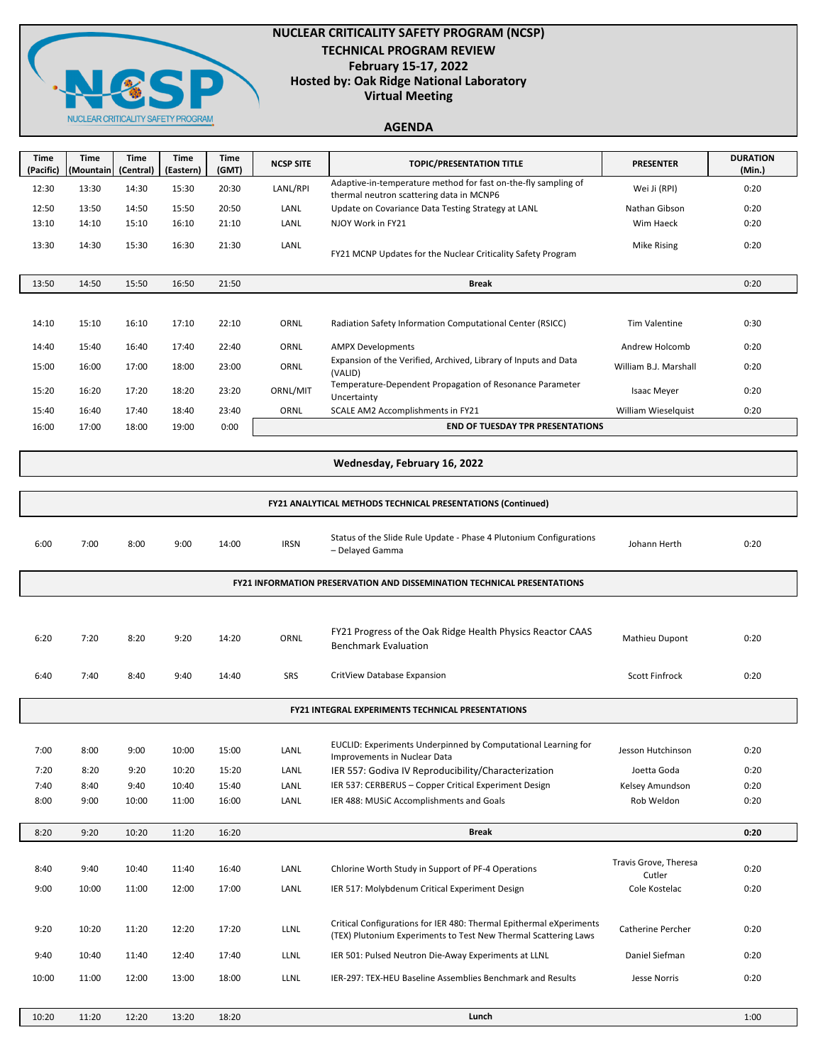# NUCLEAR CRITICALITY SAFETY PROGRAM (NCSP)
## TECHNICAL PROGRAM REVIEW
**February 15-17, 2022**
**Hosted by: Oak Ridge National Laboratory**
**Virtual Meeting**

**AGENDA**

| Time (Pacific) | Time (Mountain) | Time (Central) | Time (Eastern) | Time (GMT) | NCSP SITE | TOPIC/PRESENTATION TITLE | PRESENTER | DURATION (Min.) |
|---|---|---|---|---|---|---|---|---|
| 12:30 | 13:30 | 14:30 | 15:30 | 20:30 | LANL/RPI | Adaptive-in-temperature method for fast on-the-fly sampling of thermal neutron scattering data in MCNP6 | Wei Ji (RPI) | 0:20 |
| 12:50 | 13:50 | 14:50 | 15:50 | 20:50 | LANL | Update on Covariance Data Testing Strategy at LANL | Nathan Gibson | 0:20 |
| 13:10 | 14:10 | 15:10 | 16:10 | 21:10 | LANL | NJOY Work in FY21 | Wim Haeck | 0:20 |
| 13:30 | 14:30 | 15:30 | 16:30 | 21:30 | LANL | FY21 MCNP Updates for the Nuclear Criticality Safety Program | Mike Rising | 0:20 |
| 13:50 | 14:50 | 15:50 | 16:50 | 21:50 | | **Break** | | 0:20 |
| 14:10 | 15:10 | 16:10 | 17:10 | 22:10 | ORNL | Radiation Safety Information Computational Center (RSICC) | Tim Valentine | 0:30 |
| 14:40 | 15:40 | 16:40 | 17:40 | 22:40 | ORNL | AMPX Developments | Andrew Holcomb | 0:20 |
| 15:00 | 16:00 | 17:00 | 18:00 | 23:00 | ORNL | Expansion of the Verified, Archived, Library of Inputs and Data (VALID) | William B.J. Marshall | 0:20 |
| 15:20 | 16:20 | 17:20 | 18:20 | 23:20 | ORNL/MIT | Temperature-Dependent Propagation of Resonance Parameter Uncertainty | Isaac Meyer | 0:20 |
| 15:40 | 16:40 | 17:40 | 18:40 | 23:40 | ORNL | SCALE AM2 Accomplishments in FY21 | William Wieselquist | 0:20 |
| 16:00 | 17:00 | 18:00 | 19:00 | 0:00 | | **END OF TUESDAY TPR PRESENTATIONS** | | |

## Wednesday, February 16, 2022

**FY21 ANALYTICAL METHODS TECHNICAL PRESENTATIONS (Continued)**

| Time (Pacific) | Time (Mountain) | Time (Central) | Time (Eastern) | Time (GMT) | NCSP SITE | TOPIC/PRESENTATION TITLE | PRESENTER | DURATION (Min.) |
|---|---|---|---|---|---|---|---|---|
| 6:00 | 7:00 | 8:00 | 9:00 | 14:00 | IRSN | Status of the Slide Rule Update - Phase 4 Plutonium Configurations – Delayed Gamma | Johann Herth | 0:20 |

**FY21 INFORMATION PRESERVATION AND DISSEMINATION TECHNICAL PRESENTATIONS**

| Time (Pacific) | Time (Mountain) | Time (Central) | Time (Eastern) | Time (GMT) | NCSP SITE | TOPIC/PRESENTATION TITLE | PRESENTER | DURATION (Min.) |
|---|---|---|---|---|---|---|---|---|
| 6:20 | 7:20 | 8:20 | 9:20 | 14:20 | ORNL | FY21 Progress of the Oak Ridge Health Physics Reactor CAAS Benchmark Evaluation | Mathieu Dupont | 0:20 |
| 6:40 | 7:40 | 8:40 | 9:40 | 14:40 | SRS | CritView Database Expansion | Scott Finfrock | 0:20 |

**FY21 INTEGRAL EXPERIMENTS TECHNICAL PRESENTATIONS**

| Time (Pacific) | Time (Mountain) | Time (Central) | Time (Eastern) | Time (GMT) | NCSP SITE | TOPIC/PRESENTATION TITLE | PRESENTER | DURATION (Min.) |
|---|---|---|---|---|---|---|---|---|
| 7:00 | 8:00 | 9:00 | 10:00 | 15:00 | LANL | EUCLID: Experiments Underpinned by Computational Learning for Improvements in Nuclear Data | Jesson Hutchinson | 0:20 |
| 7:20 | 8:20 | 9:20 | 10:20 | 15:20 | LANL | IER 557: Godiva IV Reproducibility/Characterization | Joetta Goda | 0:20 |
| 7:40 | 8:40 | 9:40 | 10:40 | 15:40 | LANL | IER 537: CERBERUS – Copper Critical Experiment Design | Kelsey Amundson | 0:20 |
| 8:00 | 9:00 | 10:00 | 11:00 | 16:00 | LANL | IER 488: MUSiC Accomplishments and Goals | Rob Weldon | 0:20 |
| 8:20 | 9:20 | 10:20 | 11:20 | 16:20 | | **Break** | | **0:20** |
| 8:40 | 9:40 | 10:40 | 11:40 | 16:40 | LANL | Chlorine Worth Study in Support of PF-4 Operations | Travis Grove, Theresa Cutler | 0:20 |
| 9:00 | 10:00 | 11:00 | 12:00 | 17:00 | LANL | IER 517: Molybdenum Critical Experiment Design | Cole Kostelac | 0:20 |
| 9:20 | 10:20 | 11:20 | 12:20 | 17:20 | LLNL | Critical Configurations for IER 480: Thermal Epithermal eXperiments (TEX) Plutonium Experiments to Test New Thermal Scattering Laws | Catherine Percher | 0:20 |
| 9:40 | 10:40 | 11:40 | 12:40 | 17:40 | LLNL | IER 501: Pulsed Neutron Die-Away Experiments at LLNL | Daniel Siefman | 0:20 |
| 10:00 | 11:00 | 12:00 | 13:00 | 18:00 | LLNL | IER-297: TEX-HEU Baseline Assemblies Benchmark and Results | Jesse Norris | 0:20 |
| 10:20 | 11:20 | 12:20 | 13:20 | 18:20 | | **Lunch** | | 1:00 |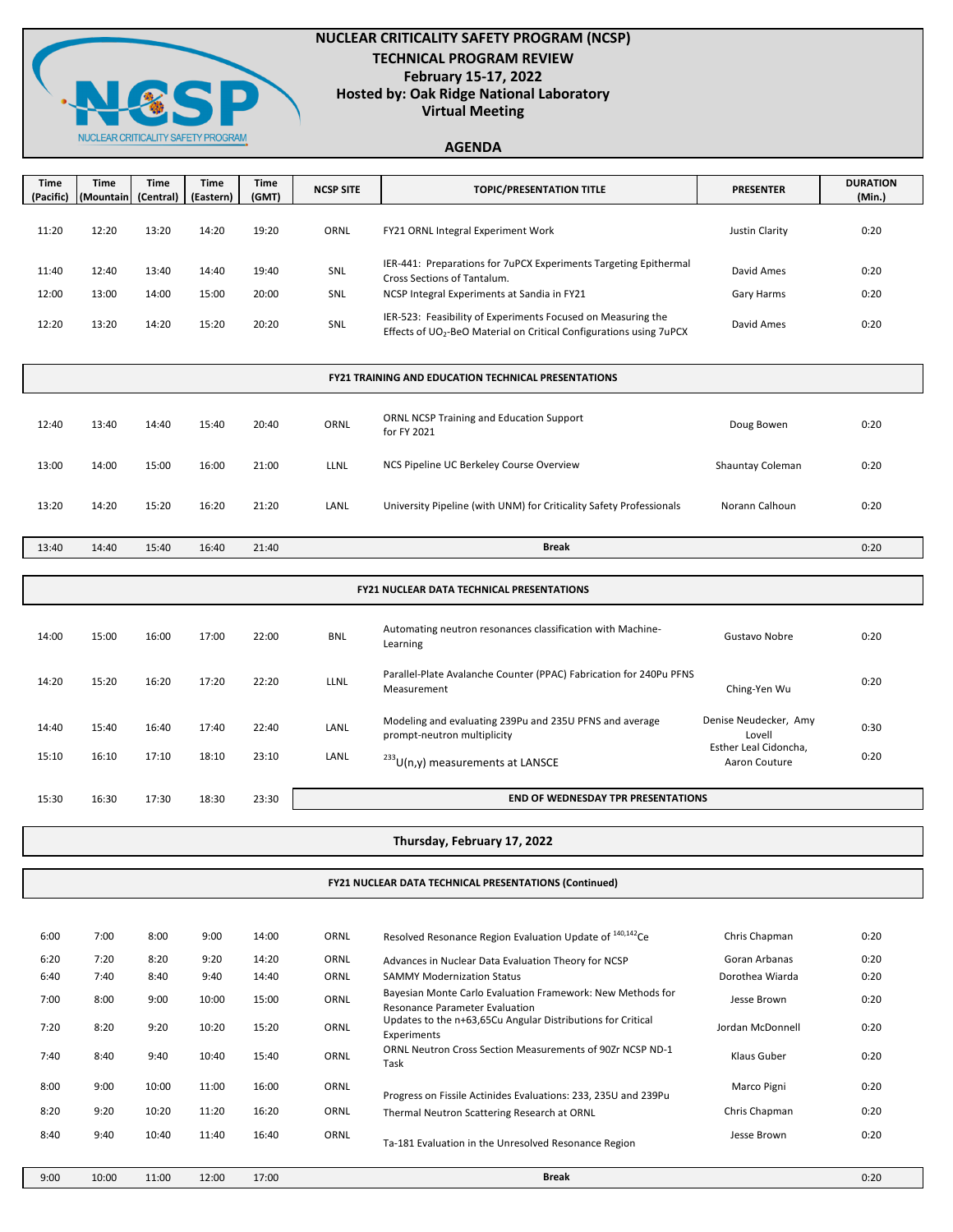# NUCLEAR CRITICALITY SAFETY PROGRAM (NCSP)
## TECHNICAL PROGRAM REVIEW
### February 15-17, 2022
### Hosted by: Oak Ridge National Laboratory
### Virtual Meeting

**AGENDA**

| Time (Pacific) | Time (Mountain) | Time (Central) | Time (Eastern) | Time (GMT) | NCSP SITE | TOPIC/PRESENTATION TITLE | PRESENTER | DURATION (Min.) |
|---|---|---|---|---|---|---|---|---|
| 11:20 | 12:20 | 13:20 | 14:20 | 19:20 | ORNL | FY21 ORNL Integral Experiment Work | Justin Clarity | 0:20 |
| 11:40 | 12:40 | 13:40 | 14:40 | 19:40 | SNL | IER-441: Preparations for 7uPCX Experiments Targeting Epithermal Cross Sections of Tantalum. | David Ames | 0:20 |
| 12:00 | 13:00 | 14:00 | 15:00 | 20:00 | SNL | NCSP Integral Experiments at Sandia in FY21 | Gary Harms | 0:20 |
| 12:20 | 13:20 | 14:20 | 15:20 | 20:20 | SNL | IER-523: Feasibility of Experiments Focused on Measuring the Effects of $UO_2$-BeO Material on Critical Configurations using 7uPCX | David Ames | 0:20 |
| | | | | | | **FY21 TRAINING AND EDUCATION TECHNICAL PRESENTATIONS** | | |
| 12:40 | 13:40 | 14:40 | 15:40 | 20:40 | ORNL | ORNL NCSP Training and Education Support for FY 2021 | Doug Bowen | 0:20 |
| 13:00 | 14:00 | 15:00 | 16:00 | 21:00 | LLNL | NCS Pipeline UC Berkeley Course Overview | Shauntay Coleman | 0:20 |
| 13:20 | 14:20 | 15:20 | 16:20 | 21:20 | LANL | University Pipeline (with UNM) for Criticality Safety Professionals | Norann Calhoun | 0:20 |
| 13:40 | 14:40 | 15:40 | 16:40 | 21:40 | | **Break** | | 0:20 |
| | | | | | | **FY21 NUCLEAR DATA TECHNICAL PRESENTATIONS** | | |
| 14:00 | 15:00 | 16:00 | 17:00 | 22:00 | BNL | Automating neutron resonances classification with Machine-Learning | Gustavo Nobre | 0:20 |
| 14:20 | 15:20 | 16:20 | 17:20 | 22:20 | LLNL | Parallel-Plate Avalanche Counter (PPAC) Fabrication for 240Pu PFNS Measurement | Ching-Yen Wu | 0:20 |
| 14:40 | 15:40 | 16:40 | 17:40 | 22:40 | LANL | Modeling and evaluating 239Pu and 235U PFNS and average prompt-neutron multiplicity | Denise Neudecker, Amy Lovell | 0:30 |
| 15:10 | 16:10 | 17:10 | 18:10 | 23:10 | LANL | $^{233}$U(n,γ) measurements at LANSCE | Esther Leal Cidoncha, Aaron Couture | 0:20 |
| 15:30 | 16:30 | 17:30 | 18:30 | 23:30 | | **END OF WEDNESDAY TPR PRESENTATIONS** | | |
| | | | | | | **Thursday, February 17, 2022** | | |
| | | | | | | **FY21 NUCLEAR DATA TECHNICAL PRESENTATIONS (Continued)** | | |
| 6:00 | 7:00 | 8:00 | 9:00 | 14:00 | ORNL | Resolved Resonance Region Evaluation Update of $^{140,142}$Ce | Chris Chapman | 0:20 |
| 6:20 | 7:20 | 8:20 | 9:20 | 14:20 | ORNL | Advances in Nuclear Data Evaluation Theory for NCSP | Goran Arbanas | 0:20 |
| 6:40 | 7:40 | 8:40 | 9:40 | 14:40 | ORNL | SAMMY Modernization Status | Dorothea Wiarda | 0:20 |
| 7:00 | 8:00 | 9:00 | 10:00 | 15:00 | ORNL | Bayesian Monte Carlo Evaluation Framework: New Methods for Resonance Parameter Evaluation | Jesse Brown | 0:20 |
| 7:20 | 8:20 | 9:20 | 10:20 | 15:20 | ORNL | Updates to the n+63,65Cu Angular Distributions for Critical Experiments | Jordan McDonnell | 0:20 |
| 7:40 | 8:40 | 9:40 | 10:40 | 15:40 | ORNL | ORNL Neutron Cross Section Measurements of 90Zr NCSP ND-1 Task | Klaus Guber | 0:20 |
| 8:00 | 9:00 | 10:00 | 11:00 | 16:00 | ORNL | Progress on Fissile Actinides Evaluations: 233, 235U and 239Pu | Marco Pigni | 0:20 |
| 8:20 | 9:20 | 10:20 | 11:20 | 16:20 | ORNL | Thermal Neutron Scattering Research at ORNL | Chris Chapman | 0:20 |
| 8:40 | 9:40 | 10:40 | 11:40 | 16:40 | ORNL | Ta-181 Evaluation in the Unresolved Resonance Region | Jesse Brown | 0:20 |
| 9:00 | 10:00 | 11:00 | 12:00 | 17:00 | | **Break** | | 0:20 |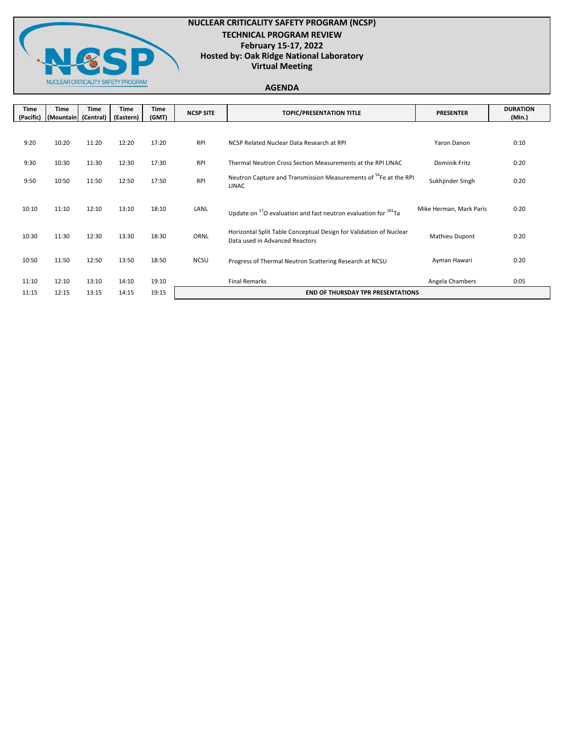# NUCLEAR CRITICALITY SAFETY PROGRAM (NCSP)
## TECHNICAL PROGRAM REVIEW
**February 15-17, 2022**
**Hosted by: Oak Ridge National Laboratory**
**Virtual Meeting**

**AGENDA**

| Time (Pacific) | Time (Mountain) | Time (Central) | Time (Eastern) | Time (GMT) | NCSP SITE | TOPIC/PRESENTATION TITLE | PRESENTER | DURATION (Min.) |
|---|---|---|---|---|---|---|---|---|
| 9:20 | 10:20 | 11:20 | 12:20 | 17:20 | RPI | NCSP Related Nuclear Data Research at RPI | Yaron Danon | 0:10 |
| 9:30 | 10:30 | 11:30 | 12:30 | 17:30 | RPI | Thermal Neutron Cross Section Measurements at the RPI LINAC | Dominik Fritz | 0:20 |
| 9:50 | 10:50 | 11:50 | 12:50 | 17:50 | RPI | Neutron Capture and Transmission Measurements of $^{54}$Fe at the RPI LINAC | Sukhjinder Singh | 0:20 |
| 10:10 | 11:10 | 12:10 | 13:10 | 18:10 | LANL | Update on $^{17}$O evaluation and fast neutron evaluation for $^{181}$Ta | Mike Herman, Mark Paris | 0:20 |
| 10:30 | 11:30 | 12:30 | 13:30 | 18:30 | ORNL | Horizontal Split Table Conceptual Design for Validation of Nuclear Data used in Advanced Reactors | Mathieu Dupont | 0:20 |
| 10:50 | 11:50 | 12:50 | 13:50 | 18:50 | NCSU | Progress of Thermal Neutron Scattering Research at NCSU | Ayman Hawari | 0:20 |
| 11:10 | 12:10 | 13:10 | 14:10 | 19:10 | | Final Remarks | Angela Chambers | 0:05 |
| 11:15 | 12:15 | 13:15 | 14:15 | 19:15 | **END OF THURSDAY TPR PRESENTATIONS** | | | |